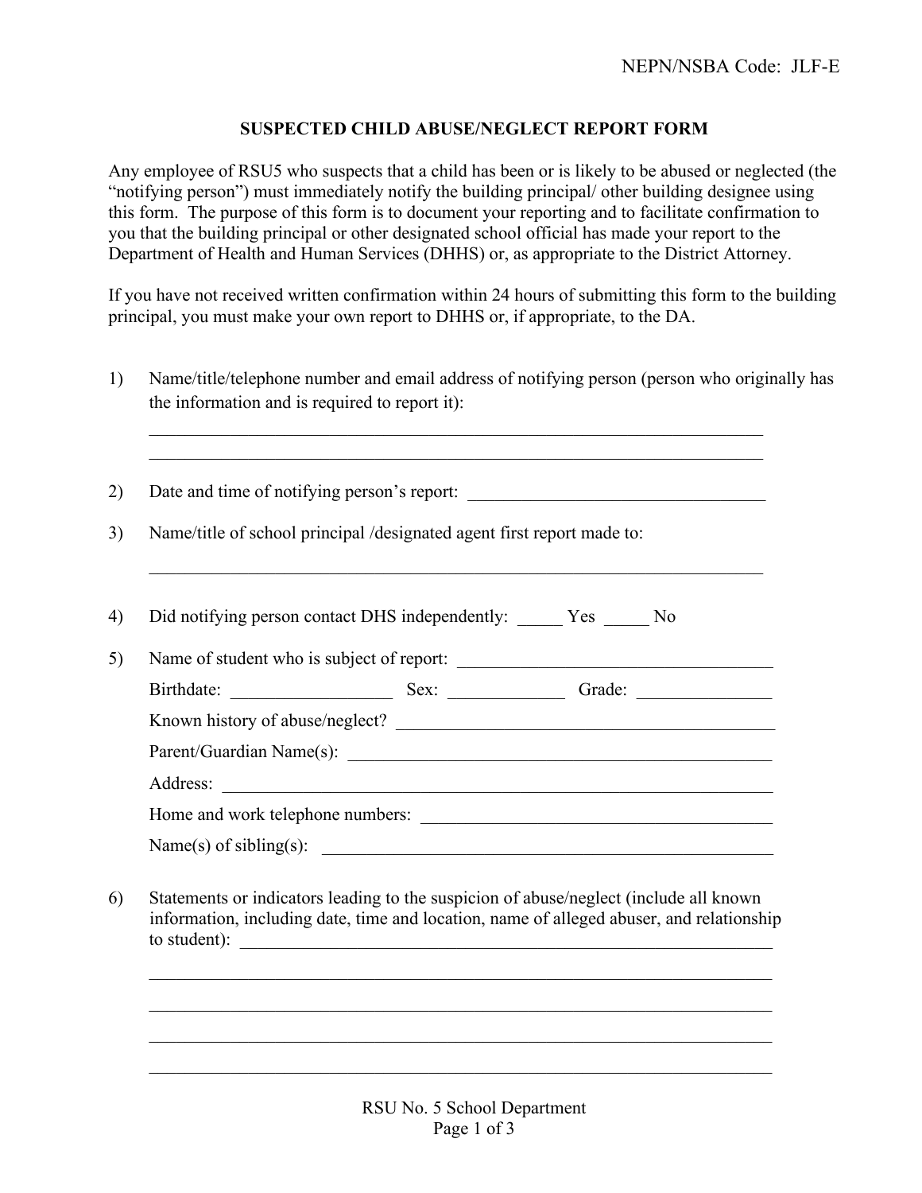NEPN/NSBA Code: JLF-E

## SUSPECTED CHILD ABUSE/NEGLECT REPORT FORM

Any employee of RSU5 who suspects that a child has been or is likely to be abused or neglected (the "notifying person") must immediately notify the building principal/ other building designee using this form. The purpose of this form is to document your reporting and to facilitate confirmation to you that the building principal or other designated school official has made your report to the Department of Health and Human Services (DHHS) or, as appropriate to the District Attorney.

If you have not received written confirmation within 24 hours of submitting this form to the building principal, you must make your own report to DHHS or, if appropriate, to the DA.

1) Name/title/telephone number and email address of notifying person (person who originally has the information and is required to report it):

   ______________________________________________________________________

   ______________________________________________________________________

2) Date and time of notifying person's report: ________________________________

3) Name/title of school principal /designated agent first report made to:

   ______________________________________________________________________

4) Did notifying person contact DHS independently: _____ Yes _____ No

5) Name of student who is subject of report: ________________________________

   Birthdate: _________________ Sex: ____________ Grade: ______________

   Known history of abuse/neglect? ________________________________________

   Parent/Guardian Name(s): _____________________________________________

   Address: _____________________________________________________________

   Home and work telephone numbers: ______________________________________

   Name(s) of sibling(s): _________________________________________________

6) Statements or indicators leading to the suspicion of abuse/neglect (include all known information, including date, time and location, name of alleged abuser, and relationship to student): ______________________________________________________________

   ______________________________________________________________________

   ______________________________________________________________________

   ______________________________________________________________________

   ______________________________________________________________________

RSU No. 5 School Department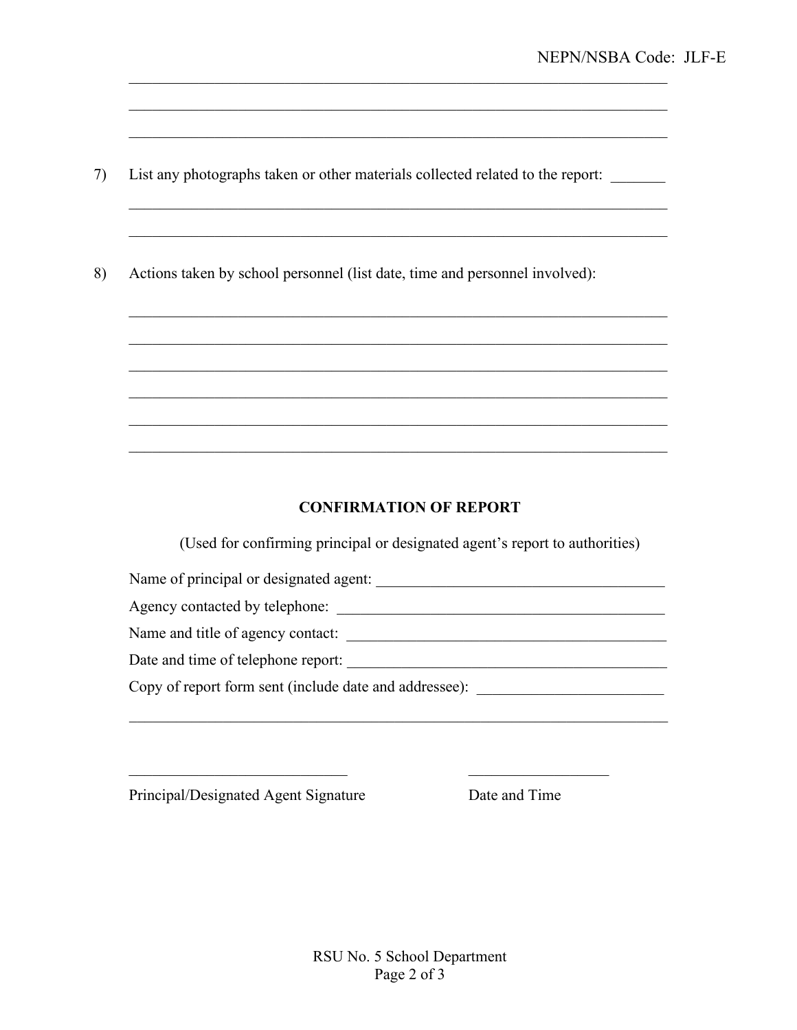\_\_\_\_\_\_\_\_\_\_\_\_\_\_\_\_\_\_\_\_\_\_\_\_\_\_\_\_\_\_\_\_\_\_\_\_\_\_\_\_\_\_\_\_\_\_\_\_\_\_\_\_\_\_\_\_\_\_\_\_\_\_\_\_\_\_

\_\_\_\_\_\_\_\_\_\_\_\_\_\_\_\_\_\_\_\_\_\_\_\_\_\_\_\_\_\_\_\_\_\_\_\_\_\_\_\_\_\_\_\_\_\_\_\_\_\_\_\_\_\_\_\_\_\_\_\_\_\_\_\_\_\_

\_\_\_\_\_\_\_\_\_\_\_\_\_\_\_\_\_\_\_\_\_\_\_\_\_\_\_\_\_\_\_\_\_\_\_\_\_\_\_\_\_\_\_\_\_\_\_\_\_\_\_\_\_\_\_\_\_\_\_\_\_\_\_\_\_\_

7) List any photographs taken or other materials collected related to the report: \_\_\_\_\_\_\_

\_\_\_\_\_\_\_\_\_\_\_\_\_\_\_\_\_\_\_\_\_\_\_\_\_\_\_\_\_\_\_\_\_\_\_\_\_\_\_\_\_\_\_\_\_\_\_\_\_\_\_\_\_\_\_\_\_\_\_\_\_\_\_\_\_\_

\_\_\_\_\_\_\_\_\_\_\_\_\_\_\_\_\_\_\_\_\_\_\_\_\_\_\_\_\_\_\_\_\_\_\_\_\_\_\_\_\_\_\_\_\_\_\_\_\_\_\_\_\_\_\_\_\_\_\_\_\_\_\_\_\_\_

8) Actions taken by school personnel (list date, time and personnel involved):

\_\_\_\_\_\_\_\_\_\_\_\_\_\_\_\_\_\_\_\_\_\_\_\_\_\_\_\_\_\_\_\_\_\_\_\_\_\_\_\_\_\_\_\_\_\_\_\_\_\_\_\_\_\_\_\_\_\_\_\_\_\_\_\_\_\_

\_\_\_\_\_\_\_\_\_\_\_\_\_\_\_\_\_\_\_\_\_\_\_\_\_\_\_\_\_\_\_\_\_\_\_\_\_\_\_\_\_\_\_\_\_\_\_\_\_\_\_\_\_\_\_\_\_\_\_\_\_\_\_\_\_\_

\_\_\_\_\_\_\_\_\_\_\_\_\_\_\_\_\_\_\_\_\_\_\_\_\_\_\_\_\_\_\_\_\_\_\_\_\_\_\_\_\_\_\_\_\_\_\_\_\_\_\_\_\_\_\_\_\_\_\_\_\_\_\_\_\_\_

\_\_\_\_\_\_\_\_\_\_\_\_\_\_\_\_\_\_\_\_\_\_\_\_\_\_\_\_\_\_\_\_\_\_\_\_\_\_\_\_\_\_\_\_\_\_\_\_\_\_\_\_\_\_\_\_\_\_\_\_\_\_\_\_\_\_

\_\_\_\_\_\_\_\_\_\_\_\_\_\_\_\_\_\_\_\_\_\_\_\_\_\_\_\_\_\_\_\_\_\_\_\_\_\_\_\_\_\_\_\_\_\_\_\_\_\_\_\_\_\_\_\_\_\_\_\_\_\_\_\_\_\_

\_\_\_\_\_\_\_\_\_\_\_\_\_\_\_\_\_\_\_\_\_\_\_\_\_\_\_\_\_\_\_\_\_\_\_\_\_\_\_\_\_\_\_\_\_\_\_\_\_\_\_\_\_\_\_\_\_\_\_\_\_\_\_\_\_\_

## CONFIRMATION OF REPORT

(Used for confirming principal or designated agent's report to authorities)

Name of principal or designated agent: \_\_\_\_\_\_\_\_\_\_\_\_\_\_\_\_\_\_\_\_\_\_\_\_\_\_\_\_\_\_\_\_\_\_\_\_\_\_

Agency contacted by telephone: \_\_\_\_\_\_\_\_\_\_\_\_\_\_\_\_\_\_\_\_\_\_\_\_\_\_\_\_\_\_\_\_\_\_\_\_\_\_\_\_\_\_\_

Name and title of agency contact: \_\_\_\_\_\_\_\_\_\_\_\_\_\_\_\_\_\_\_\_\_\_\_\_\_\_\_\_\_\_\_\_\_\_\_\_\_\_\_\_\_

Date and time of telephone report: \_\_\_\_\_\_\_\_\_\_\_\_\_\_\_\_\_\_\_\_\_\_\_\_\_\_\_\_\_\_\_\_\_\_\_\_\_\_\_\_\_

Copy of report form sent (include date and addressee): \_\_\_\_\_\_\_\_\_\_\_\_\_\_\_\_\_\_\_\_\_\_\_\_

\_\_\_\_\_\_\_\_\_\_\_\_\_\_\_\_\_\_\_\_\_\_\_\_\_\_\_\_\_\_\_\_\_\_\_\_\_\_\_\_\_\_\_\_\_\_\_\_\_\_\_\_\_\_\_\_\_\_\_\_\_\_\_\_\_\_

\_\_\_\_\_\_\_\_\_\_\_\_\_\_\_\_\_\_\_\_\_\_\_\_\_\_\_\_ \_\_\_\_\_\_\_\_\_\_\_\_\_\_\_\_\_\_\_

Principal/Designated Agent Signature Date and Time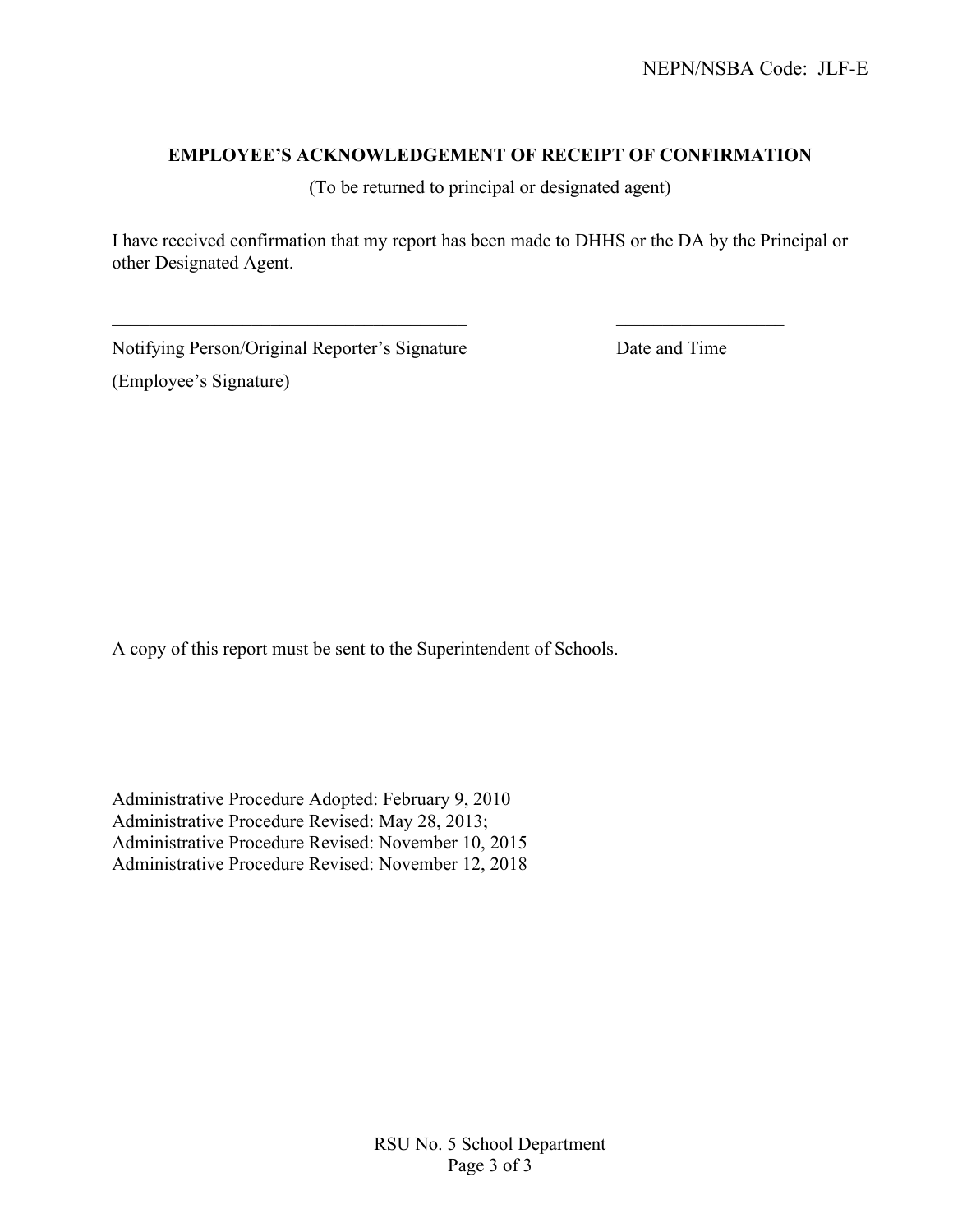NEPN/NSBA Code: JLF-E

**EMPLOYEE'S ACKNOWLEDGEMENT OF RECEIPT OF CONFIRMATION**

(To be returned to principal or designated agent)

I have received confirmation that my report has been made to DHHS or the DA by the Principal or other Designated Agent.

\_\_\_\_\_\_\_\_\_\_\_\_\_\_\_\_\_\_\_\_\_\_\_\_\_\_\_\_\_\_\_\_\_\_\_\_\_\_\_ \_\_\_\_\_\_\_\_\_\_\_\_\_\_\_\_\_\_\_\_

Notifying Person/Original Reporter's Signature Date and Time

(Employee's Signature)

A copy of this report must be sent to the Superintendent of Schools.

Administrative Procedure Adopted: February 9, 2010
Administrative Procedure Revised: May 28, 2013;
Administrative Procedure Revised: November 10, 2015
Administrative Procedure Revised: November 12, 2018

RSU No. 5 School Department